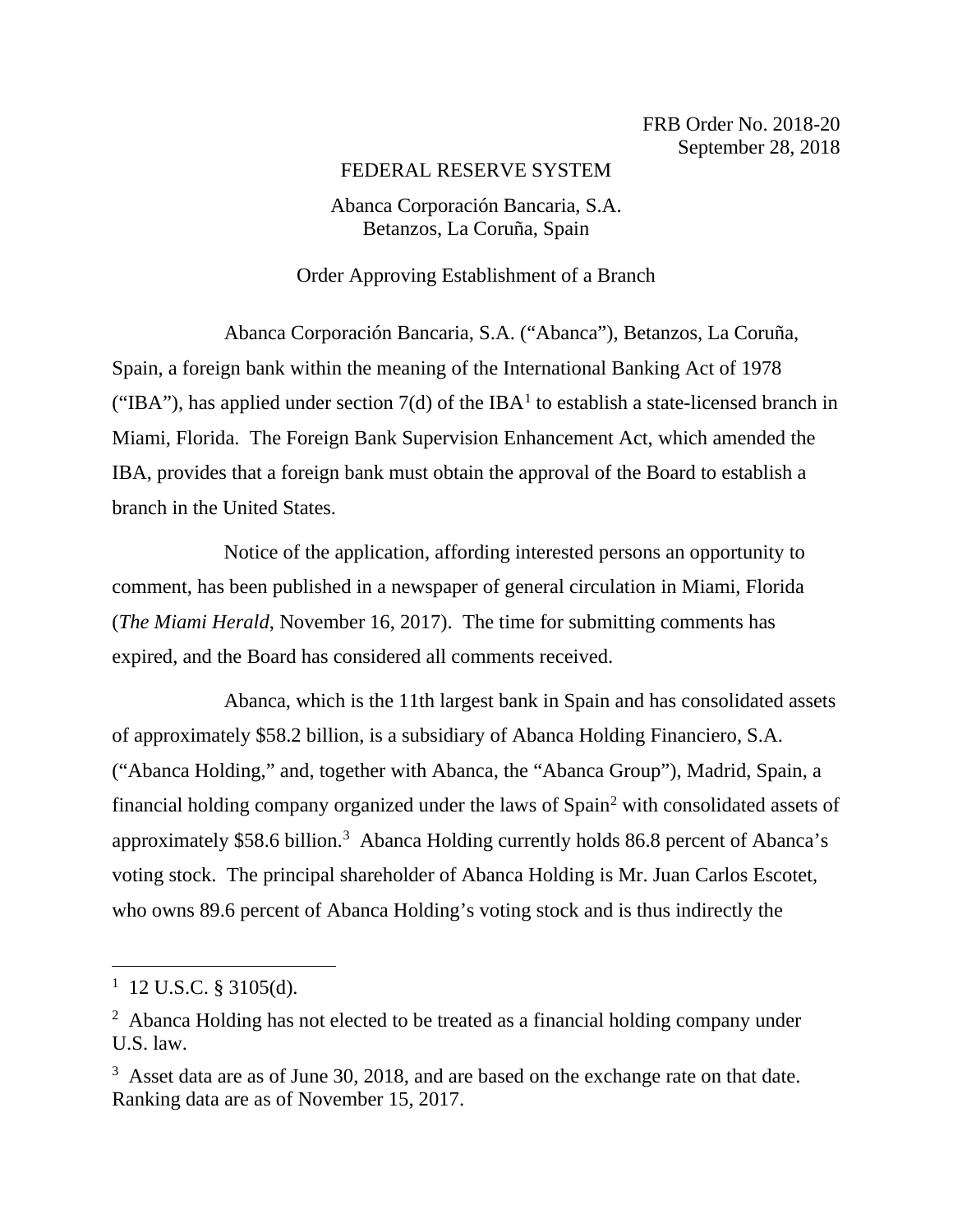FRB Order No. 2018-20
September 28, 2018

FEDERAL RESERVE SYSTEM

Abanca Corporación Bancaria, S.A.
Betanzos, La Coruña, Spain

Order Approving Establishment of a Branch

Abanca Corporación Bancaria, S.A. ("Abanca"), Betanzos, La Coruña, Spain, a foreign bank within the meaning of the International Banking Act of 1978 ("IBA"), has applied under section 7(d) of the IBA[1] to establish a state-licensed branch in Miami, Florida. The Foreign Bank Supervision Enhancement Act, which amended the IBA, provides that a foreign bank must obtain the approval of the Board to establish a branch in the United States.

Notice of the application, affording interested persons an opportunity to comment, has been published in a newspaper of general circulation in Miami, Florida (*The Miami Herald*, November 16, 2017). The time for submitting comments has expired, and the Board has considered all comments received.

Abanca, which is the 11th largest bank in Spain and has consolidated assets of approximately $58.2 billion, is a subsidiary of Abanca Holding Financiero, S.A. ("Abanca Holding," and, together with Abanca, the "Abanca Group"), Madrid, Spain, a financial holding company organized under the laws of Spain[2] with consolidated assets of approximately $58.6 billion.[3] Abanca Holding currently holds 86.8 percent of Abanca's voting stock. The principal shareholder of Abanca Holding is Mr. Juan Carlos Escotet, who owns 89.6 percent of Abanca Holding's voting stock and is thus indirectly the

---

[1] 12 U.S.C. § 3105(d).

[2] Abanca Holding has not elected to be treated as a financial holding company under U.S. law.

[3] Asset data are as of June 30, 2018, and are based on the exchange rate on that date. Ranking data are as of November 15, 2017.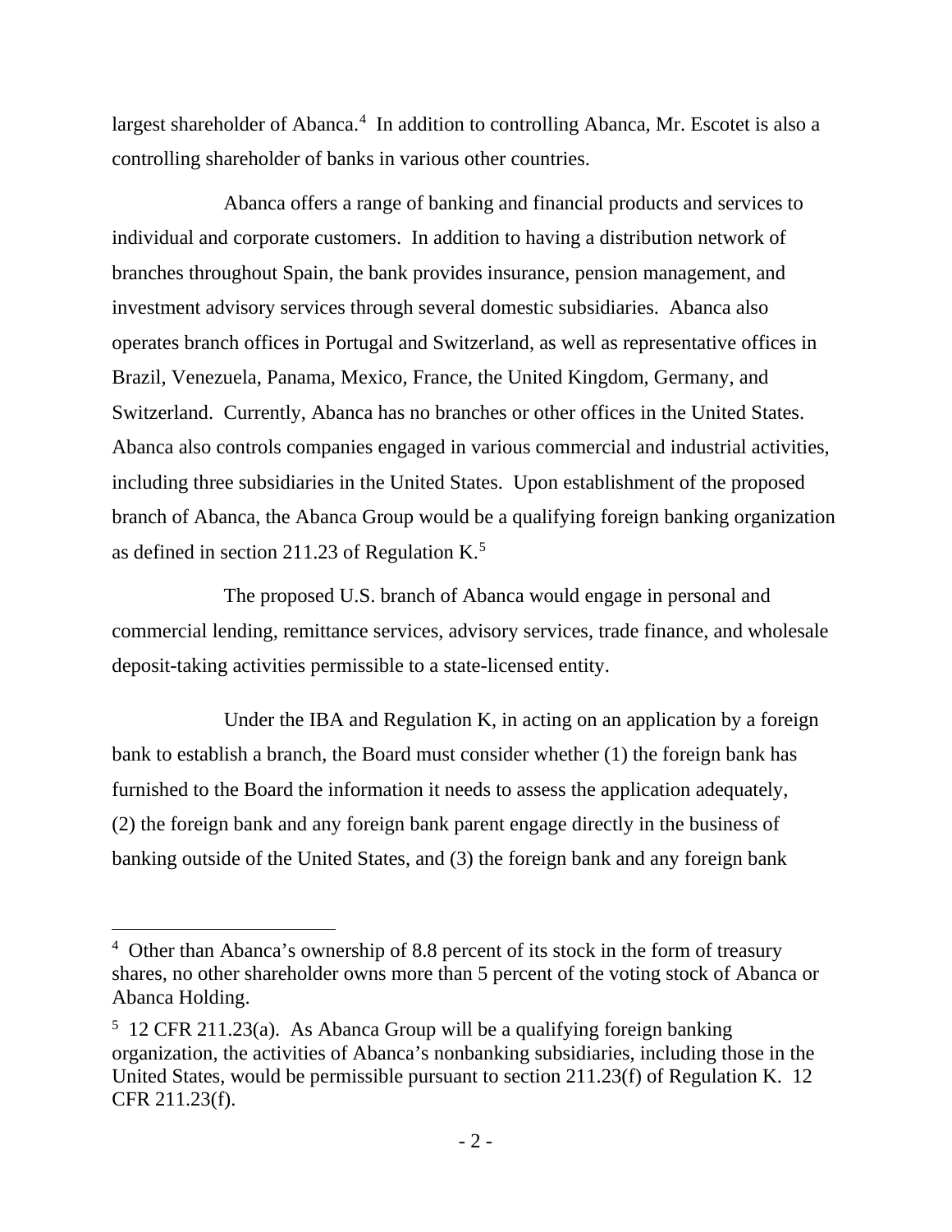largest shareholder of Abanca.[4] In addition to controlling Abanca, Mr. Escotet is also a controlling shareholder of banks in various other countries.

Abanca offers a range of banking and financial products and services to individual and corporate customers. In addition to having a distribution network of branches throughout Spain, the bank provides insurance, pension management, and investment advisory services through several domestic subsidiaries. Abanca also operates branch offices in Portugal and Switzerland, as well as representative offices in Brazil, Venezuela, Panama, Mexico, France, the United Kingdom, Germany, and Switzerland. Currently, Abanca has no branches or other offices in the United States. Abanca also controls companies engaged in various commercial and industrial activities, including three subsidiaries in the United States. Upon establishment of the proposed branch of Abanca, the Abanca Group would be a qualifying foreign banking organization as defined in section 211.23 of Regulation K.[5]

The proposed U.S. branch of Abanca would engage in personal and commercial lending, remittance services, advisory services, trade finance, and wholesale deposit-taking activities permissible to a state-licensed entity.

Under the IBA and Regulation K, in acting on an application by a foreign bank to establish a branch, the Board must consider whether (1) the foreign bank has furnished to the Board the information it needs to assess the application adequately, (2) the foreign bank and any foreign bank parent engage directly in the business of banking outside of the United States, and (3) the foreign bank and any foreign bank

---

[4] Other than Abanca's ownership of 8.8 percent of its stock in the form of treasury shares, no other shareholder owns more than 5 percent of the voting stock of Abanca or Abanca Holding.

[5] 12 CFR 211.23(a). As Abanca Group will be a qualifying foreign banking organization, the activities of Abanca's nonbanking subsidiaries, including those in the United States, would be permissible pursuant to section 211.23(f) of Regulation K. 12 CFR 211.23(f).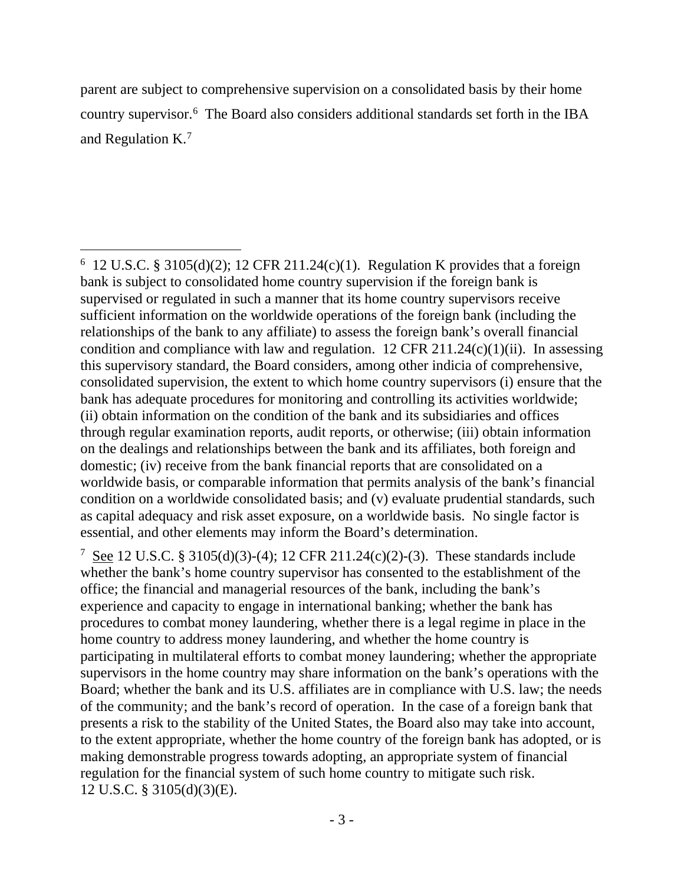parent are subject to comprehensive supervision on a consolidated basis by their home country supervisor.[6] The Board also considers additional standards set forth in the IBA and Regulation K.[7]

---

[6] 12 U.S.C. § 3105(d)(2); 12 CFR 211.24(c)(1). Regulation K provides that a foreign bank is subject to consolidated home country supervision if the foreign bank is supervised or regulated in such a manner that its home country supervisors receive sufficient information on the worldwide operations of the foreign bank (including the relationships of the bank to any affiliate) to assess the foreign bank's overall financial condition and compliance with law and regulation. 12 CFR 211.24(c)(1)(ii). In assessing this supervisory standard, the Board considers, among other indicia of comprehensive, consolidated supervision, the extent to which home country supervisors (i) ensure that the bank has adequate procedures for monitoring and controlling its activities worldwide; (ii) obtain information on the condition of the bank and its subsidiaries and offices through regular examination reports, audit reports, or otherwise; (iii) obtain information on the dealings and relationships between the bank and its affiliates, both foreign and domestic; (iv) receive from the bank financial reports that are consolidated on a worldwide basis, or comparable information that permits analysis of the bank's financial condition on a worldwide consolidated basis; and (v) evaluate prudential standards, such as capital adequacy and risk asset exposure, on a worldwide basis. No single factor is essential, and other elements may inform the Board's determination.

[7] See 12 U.S.C. § 3105(d)(3)-(4); 12 CFR 211.24(c)(2)-(3). These standards include whether the bank's home country supervisor has consented to the establishment of the office; the financial and managerial resources of the bank, including the bank's experience and capacity to engage in international banking; whether the bank has procedures to combat money laundering, whether there is a legal regime in place in the home country to address money laundering, and whether the home country is participating in multilateral efforts to combat money laundering; whether the appropriate supervisors in the home country may share information on the bank's operations with the Board; whether the bank and its U.S. affiliates are in compliance with U.S. law; the needs of the community; and the bank's record of operation. In the case of a foreign bank that presents a risk to the stability of the United States, the Board also may take into account, to the extent appropriate, whether the home country of the foreign bank has adopted, or is making demonstrable progress towards adopting, an appropriate system of financial regulation for the financial system of such home country to mitigate such risk. 12 U.S.C. § 3105(d)(3)(E).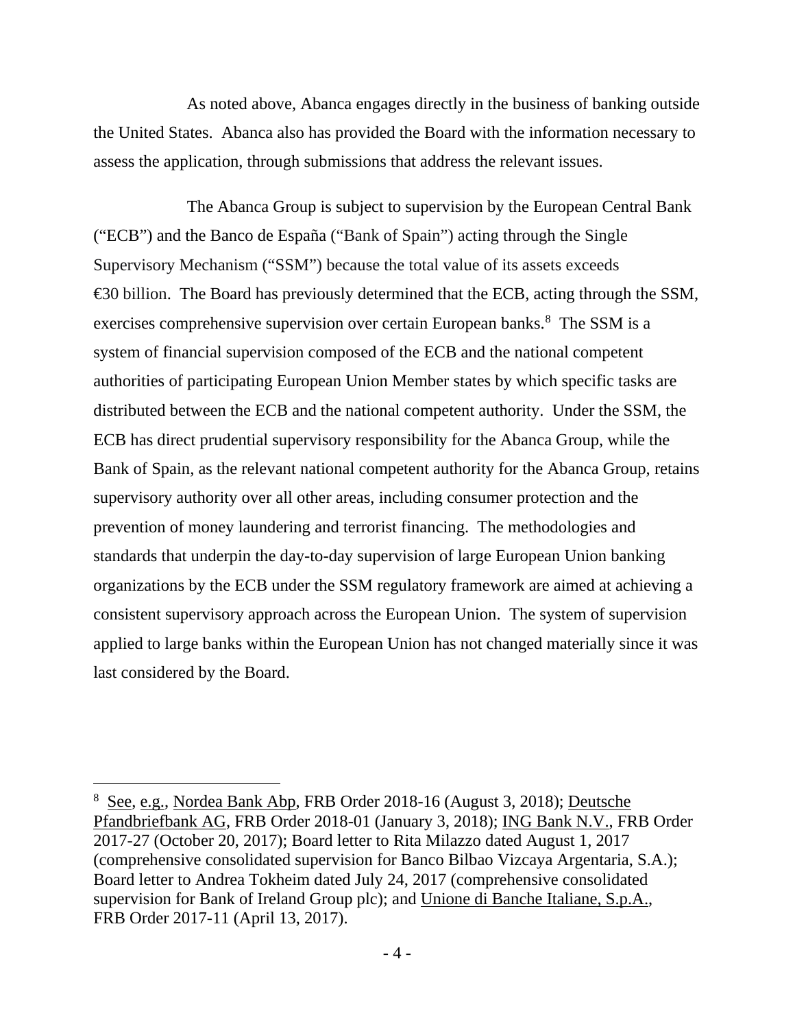As noted above, Abanca engages directly in the business of banking outside the United States. Abanca also has provided the Board with the information necessary to assess the application, through submissions that address the relevant issues.

The Abanca Group is subject to supervision by the European Central Bank ("ECB") and the Banco de España ("Bank of Spain") acting through the Single Supervisory Mechanism ("SSM") because the total value of its assets exceeds €30 billion. The Board has previously determined that the ECB, acting through the SSM, exercises comprehensive supervision over certain European banks.[8] The SSM is a system of financial supervision composed of the ECB and the national competent authorities of participating European Union Member states by which specific tasks are distributed between the ECB and the national competent authority. Under the SSM, the ECB has direct prudential supervisory responsibility for the Abanca Group, while the Bank of Spain, as the relevant national competent authority for the Abanca Group, retains supervisory authority over all other areas, including consumer protection and the prevention of money laundering and terrorist financing. The methodologies and standards that underpin the day-to-day supervision of large European Union banking organizations by the ECB under the SSM regulatory framework are aimed at achieving a consistent supervisory approach across the European Union. The system of supervision applied to large banks within the European Union has not changed materially since it was last considered by the Board.

---

[8] See, e.g., Nordea Bank Abp, FRB Order 2018-16 (August 3, 2018); Deutsche Pfandbriefbank AG, FRB Order 2018-01 (January 3, 2018); ING Bank N.V., FRB Order 2017-27 (October 20, 2017); Board letter to Rita Milazzo dated August 1, 2017 (comprehensive consolidated supervision for Banco Bilbao Vizcaya Argentaria, S.A.); Board letter to Andrea Tokheim dated July 24, 2017 (comprehensive consolidated supervision for Bank of Ireland Group plc); and Unione di Banche Italiane, S.p.A., FRB Order 2017-11 (April 13, 2017).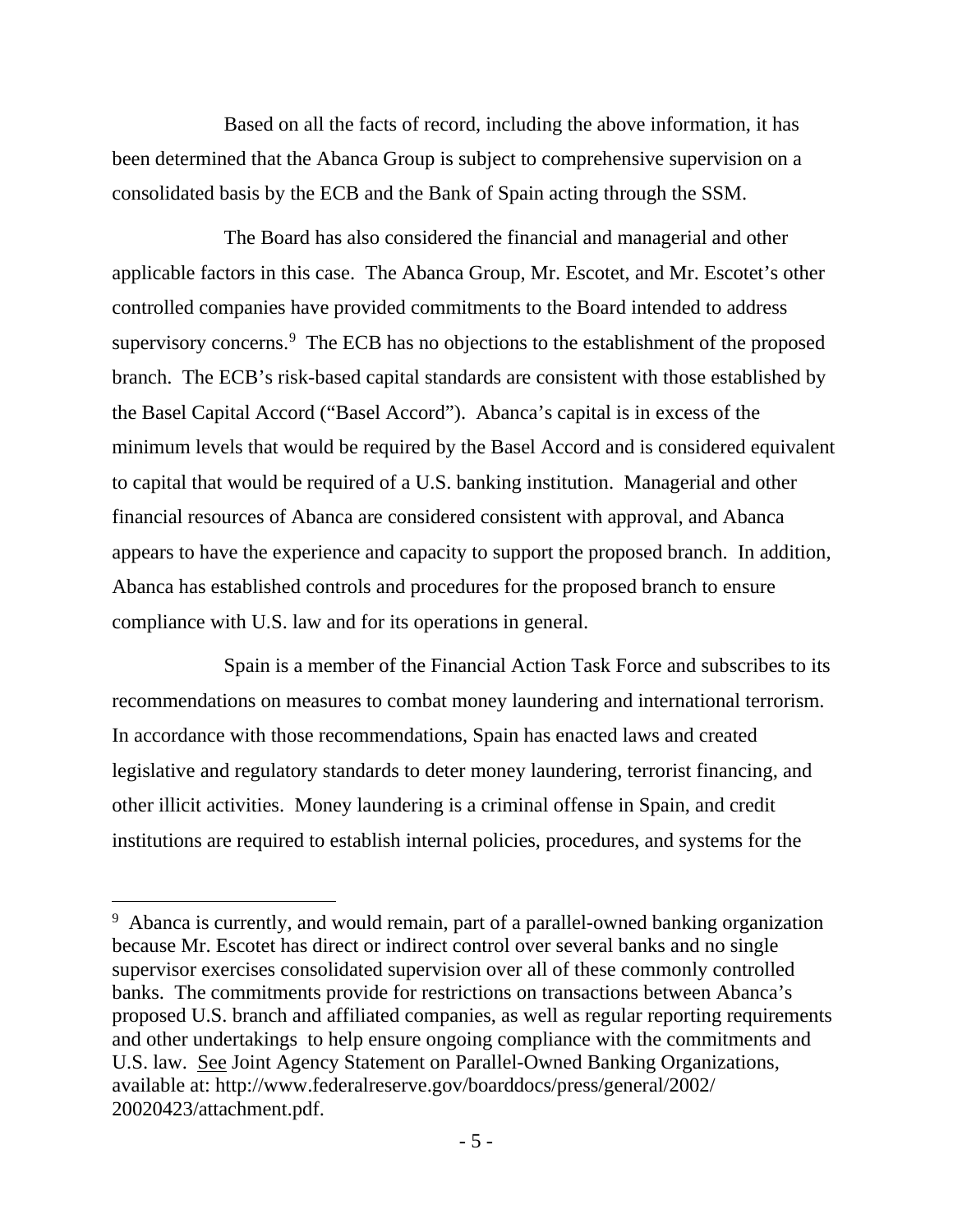Based on all the facts of record, including the above information, it has been determined that the Abanca Group is subject to comprehensive supervision on a consolidated basis by the ECB and the Bank of Spain acting through the SSM.

The Board has also considered the financial and managerial and other applicable factors in this case. The Abanca Group, Mr. Escotet, and Mr. Escotet's other controlled companies have provided commitments to the Board intended to address supervisory concerns.[9] The ECB has no objections to the establishment of the proposed branch. The ECB's risk-based capital standards are consistent with those established by the Basel Capital Accord ("Basel Accord"). Abanca's capital is in excess of the minimum levels that would be required by the Basel Accord and is considered equivalent to capital that would be required of a U.S. banking institution. Managerial and other financial resources of Abanca are considered consistent with approval, and Abanca appears to have the experience and capacity to support the proposed branch. In addition, Abanca has established controls and procedures for the proposed branch to ensure compliance with U.S. law and for its operations in general.

Spain is a member of the Financial Action Task Force and subscribes to its recommendations on measures to combat money laundering and international terrorism. In accordance with those recommendations, Spain has enacted laws and created legislative and regulatory standards to deter money laundering, terrorist financing, and other illicit activities. Money laundering is a criminal offense in Spain, and credit institutions are required to establish internal policies, procedures, and systems for the

---

[9] Abanca is currently, and would remain, part of a parallel-owned banking organization because Mr. Escotet has direct or indirect control over several banks and no single supervisor exercises consolidated supervision over all of these commonly controlled banks. The commitments provide for restrictions on transactions between Abanca's proposed U.S. branch and affiliated companies, as well as regular reporting requirements and other undertakings to help ensure ongoing compliance with the commitments and U.S. law. See Joint Agency Statement on Parallel-Owned Banking Organizations, available at: http://www.federalreserve.gov/boarddocs/press/general/2002/20020423/attachment.pdf.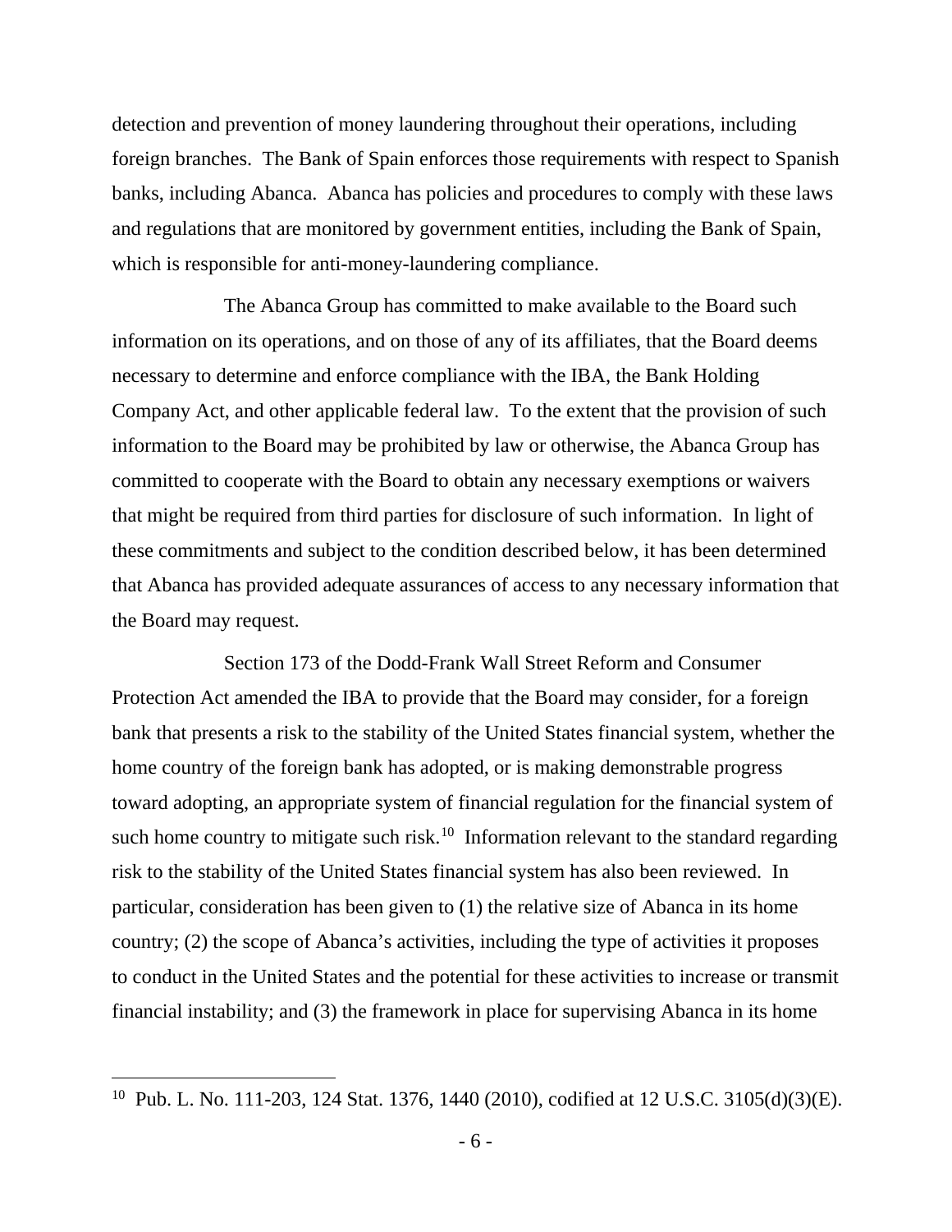detection and prevention of money laundering throughout their operations, including foreign branches. The Bank of Spain enforces those requirements with respect to Spanish banks, including Abanca. Abanca has policies and procedures to comply with these laws and regulations that are monitored by government entities, including the Bank of Spain, which is responsible for anti-money-laundering compliance.

The Abanca Group has committed to make available to the Board such information on its operations, and on those of any of its affiliates, that the Board deems necessary to determine and enforce compliance with the IBA, the Bank Holding Company Act, and other applicable federal law. To the extent that the provision of such information to the Board may be prohibited by law or otherwise, the Abanca Group has committed to cooperate with the Board to obtain any necessary exemptions or waivers that might be required from third parties for disclosure of such information. In light of these commitments and subject to the condition described below, it has been determined that Abanca has provided adequate assurances of access to any necessary information that the Board may request.

Section 173 of the Dodd-Frank Wall Street Reform and Consumer Protection Act amended the IBA to provide that the Board may consider, for a foreign bank that presents a risk to the stability of the United States financial system, whether the home country of the foreign bank has adopted, or is making demonstrable progress toward adopting, an appropriate system of financial regulation for the financial system of such home country to mitigate such risk.[10] Information relevant to the standard regarding risk to the stability of the United States financial system has also been reviewed. In particular, consideration has been given to (1) the relative size of Abanca in its home country; (2) the scope of Abanca's activities, including the type of activities it proposes to conduct in the United States and the potential for these activities to increase or transmit financial instability; and (3) the framework in place for supervising Abanca in its home

[10] Pub. L. No. 111-203, 124 Stat. 1376, 1440 (2010), codified at 12 U.S.C. 3105(d)(3)(E).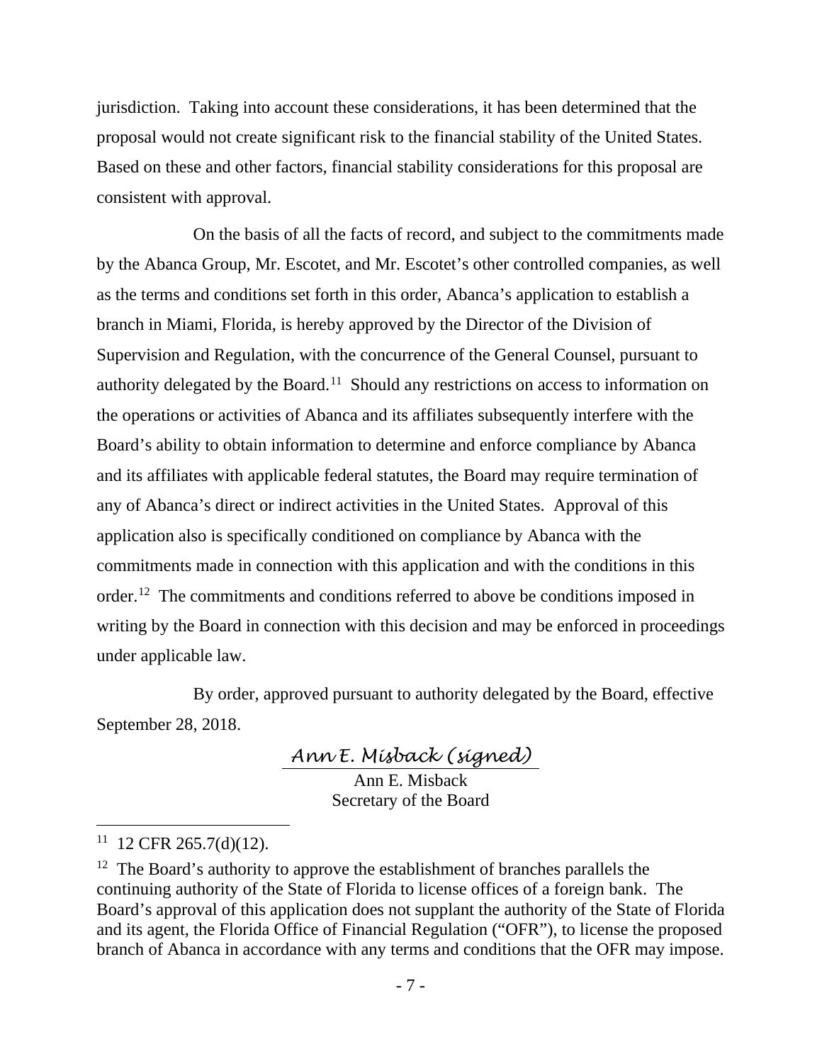jurisdiction. Taking into account these considerations, it has been determined that the proposal would not create significant risk to the financial stability of the United States. Based on these and other factors, financial stability considerations for this proposal are consistent with approval.

On the basis of all the facts of record, and subject to the commitments made by the Abanca Group, Mr. Escotet, and Mr. Escotet's other controlled companies, as well as the terms and conditions set forth in this order, Abanca's application to establish a branch in Miami, Florida, is hereby approved by the Director of the Division of Supervision and Regulation, with the concurrence of the General Counsel, pursuant to authority delegated by the Board.[11] Should any restrictions on access to information on the operations or activities of Abanca and its affiliates subsequently interfere with the Board's ability to obtain information to determine and enforce compliance by Abanca and its affiliates with applicable federal statutes, the Board may require termination of any of Abanca's direct or indirect activities in the United States. Approval of this application also is specifically conditioned on compliance by Abanca with the commitments made in connection with this application and with the conditions in this order.[12] The commitments and conditions referred to above be conditions imposed in writing by the Board in connection with this decision and may be enforced in proceedings under applicable law.

By order, approved pursuant to authority delegated by the Board, effective September 28, 2018.

*Ann E. Misback (signed)*

Ann E. Misback
Secretary of the Board

---

[11] 12 CFR 265.7(d)(12).

[12] The Board's authority to approve the establishment of branches parallels the continuing authority of the State of Florida to license offices of a foreign bank. The Board's approval of this application does not supplant the authority of the State of Florida and its agent, the Florida Office of Financial Regulation ("OFR"), to license the proposed branch of Abanca in accordance with any terms and conditions that the OFR may impose.